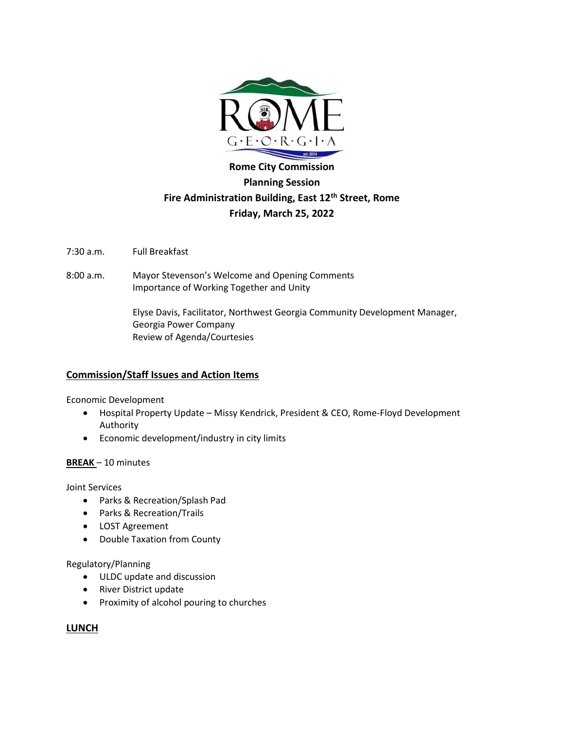**Rome City Commission**

**Planning Session**

**Fire Administration Building, East 12th Street, Rome**

**Friday, March 25, 2022**

7:30 a.m. Full Breakfast

8:00 a.m. Mayor Stevenson's Welcome and Opening Comments
Importance of Working Together and Unity

Elyse Davis, Facilitator, Northwest Georgia Community Development Manager, Georgia Power Company
Review of Agenda/Courtesies

## Commission/Staff Issues and Action Items

Economic Development

- Hospital Property Update – Missy Kendrick, President & CEO, Rome-Floyd Development Authority
- Economic development/industry in city limits

**BREAK** – 10 minutes

Joint Services

- Parks & Recreation/Splash Pad
- Parks & Recreation/Trails
- LOST Agreement
- Double Taxation from County

Regulatory/Planning

- ULDC update and discussion
- River District update
- Proximity of alcohol pouring to churches

**LUNCH**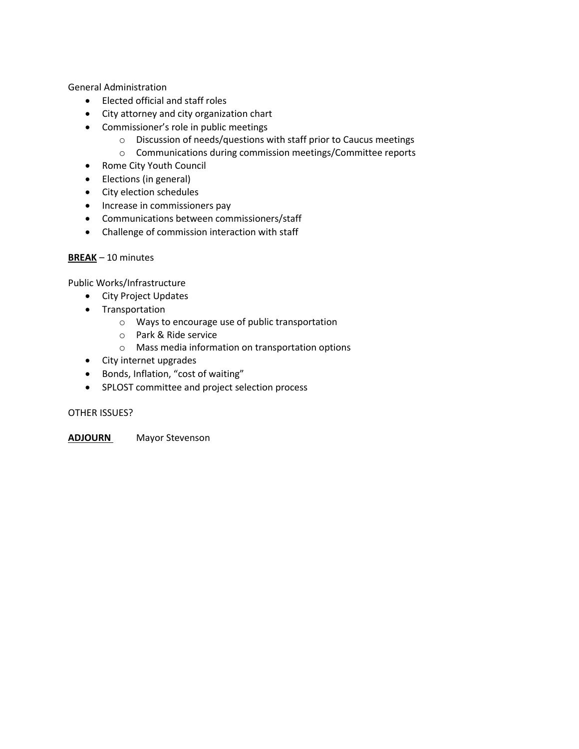General Administration

- Elected official and staff roles
- City attorney and city organization chart
- Commissioner's role in public meetings
  - Discussion of needs/questions with staff prior to Caucus meetings
  - Communications during commission meetings/Committee reports
- Rome City Youth Council
- Elections (in general)
- City election schedules
- Increase in commissioners pay
- Communications between commissioners/staff
- Challenge of commission interaction with staff

**BREAK** – 10 minutes

Public Works/Infrastructure

- City Project Updates
- Transportation
  - Ways to encourage use of public transportation
  - Park & Ride service
  - Mass media information on transportation options
- City internet upgrades
- Bonds, Inflation, "cost of waiting"
- SPLOST committee and project selection process

OTHER ISSUES?

**ADJOURN** Mayor Stevenson